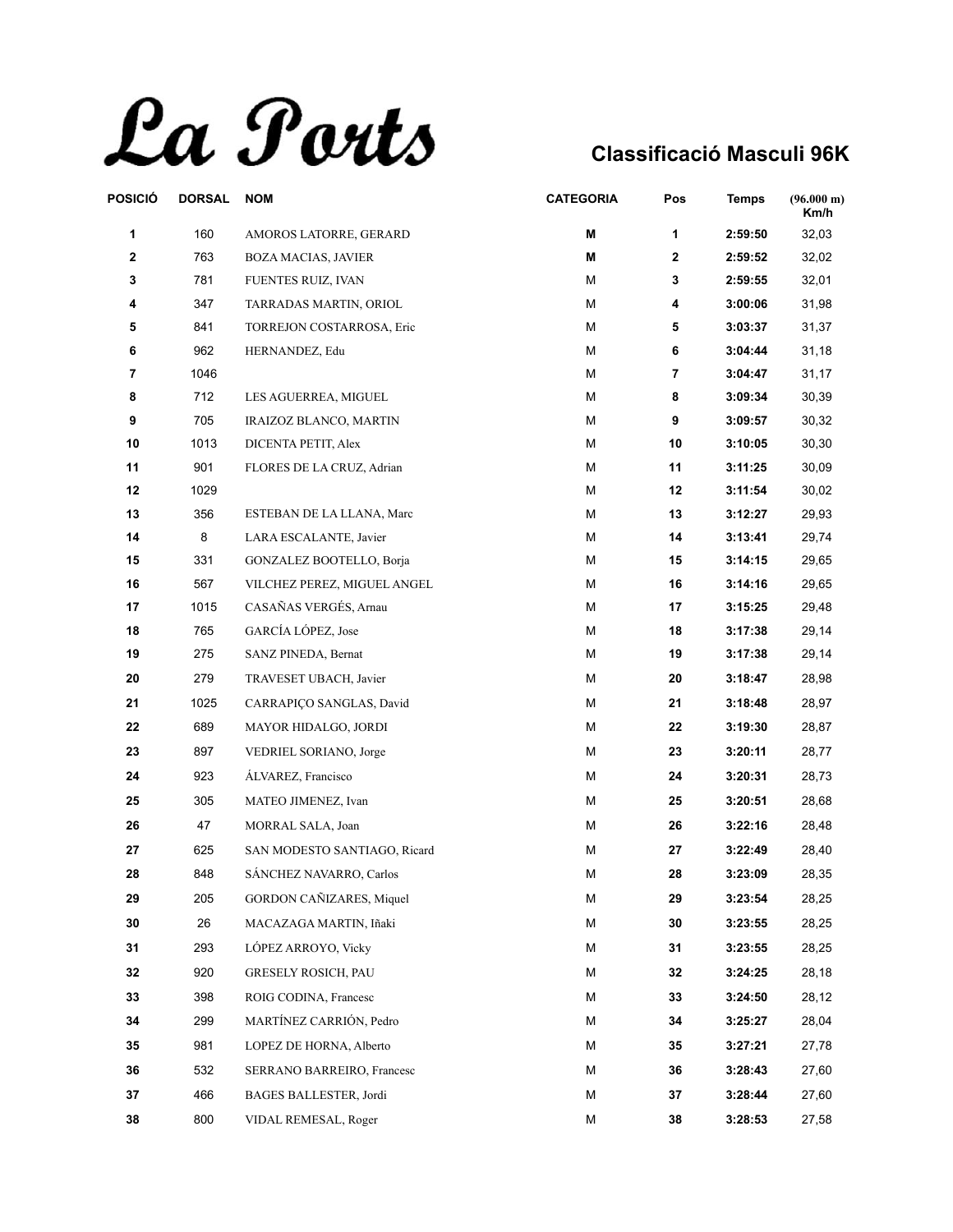# La Ports

## Classificació Masculi 96K

| POSICIÓ | DORSAL | NOM | CATEGORIA | Pos | Temps | (96.000 m) Km/h |
|---|---|---|---|---|---|---|
| 1 | 160 | AMOROS LATORRE, GERARD | M | 1 | 2:59:50 | 32,03 |
| 2 | 763 | BOZA MACIAS, JAVIER | M | 2 | 2:59:52 | 32,02 |
| 3 | 781 | FUENTES RUIZ, IVAN | M | 3 | 2:59:55 | 32,01 |
| 4 | 347 | TARRADAS MARTIN, ORIOL | M | 4 | 3:00:06 | 31,98 |
| 5 | 841 | TORREJON COSTARROSA, Eric | M | 5 | 3:03:37 | 31,37 |
| 6 | 962 | HERNANDEZ, Edu | M | 6 | 3:04:44 | 31,18 |
| 7 | 1046 | | M | 7 | 3:04:47 | 31,17 |
| 8 | 712 | LES AGUERREA, MIGUEL | M | 8 | 3:09:34 | 30,39 |
| 9 | 705 | IRAIZOZ BLANCO, MARTIN | M | 9 | 3:09:57 | 30,32 |
| 10 | 1013 | DICENTA PETIT, Alex | M | 10 | 3:10:05 | 30,30 |
| 11 | 901 | FLORES DE LA CRUZ, Adrian | M | 11 | 3:11:25 | 30,09 |
| 12 | 1029 | | M | 12 | 3:11:54 | 30,02 |
| 13 | 356 | ESTEBAN DE LA LLANA, Marc | M | 13 | 3:12:27 | 29,93 |
| 14 | 8 | LARA ESCALANTE, Javier | M | 14 | 3:13:41 | 29,74 |
| 15 | 331 | GONZALEZ BOOTELLO, Borja | M | 15 | 3:14:15 | 29,65 |
| 16 | 567 | VILCHEZ PEREZ, MIGUEL ANGEL | M | 16 | 3:14:16 | 29,65 |
| 17 | 1015 | CASAÑAS VERGÉS, Arnau | M | 17 | 3:15:25 | 29,48 |
| 18 | 765 | GARCÍA LÓPEZ, Jose | M | 18 | 3:17:38 | 29,14 |
| 19 | 275 | SANZ PINEDA, Bernat | M | 19 | 3:17:38 | 29,14 |
| 20 | 279 | TRAVESET UBACH, Javier | M | 20 | 3:18:47 | 28,98 |
| 21 | 1025 | CARRAPIÇO SANGLAS, David | M | 21 | 3:18:48 | 28,97 |
| 22 | 689 | MAYOR HIDALGO, JORDI | M | 22 | 3:19:30 | 28,87 |
| 23 | 897 | VEDRIEL SORIANO, Jorge | M | 23 | 3:20:11 | 28,77 |
| 24 | 923 | ÁLVAREZ, Francisco | M | 24 | 3:20:31 | 28,73 |
| 25 | 305 | MATEO JIMENEZ, Ivan | M | 25 | 3:20:51 | 28,68 |
| 26 | 47 | MORRAL SALA, Joan | M | 26 | 3:22:16 | 28,48 |
| 27 | 625 | SAN MODESTO SANTIAGO, Ricard | M | 27 | 3:22:49 | 28,40 |
| 28 | 848 | SÁNCHEZ NAVARRO, Carlos | M | 28 | 3:23:09 | 28,35 |
| 29 | 205 | GORDON CAÑIZARES, Miquel | M | 29 | 3:23:54 | 28,25 |
| 30 | 26 | MACAZAGA MARTIN, Iñaki | M | 30 | 3:23:55 | 28,25 |
| 31 | 293 | LÓPEZ ARROYO, Vicky | M | 31 | 3:23:55 | 28,25 |
| 32 | 920 | GRESELY ROSICH, PAU | M | 32 | 3:24:25 | 28,18 |
| 33 | 398 | ROIG CODINA, Francesc | M | 33 | 3:24:50 | 28,12 |
| 34 | 299 | MARTÍNEZ CARRIÓN, Pedro | M | 34 | 3:25:27 | 28,04 |
| 35 | 981 | LOPEZ DE HORNA, Alberto | M | 35 | 3:27:21 | 27,78 |
| 36 | 532 | SERRANO BARREIRO, Francesc | M | 36 | 3:28:43 | 27,60 |
| 37 | 466 | BAGES BALLESTER, Jordi | M | 37 | 3:28:44 | 27,60 |
| 38 | 800 | VIDAL REMESAL, Roger | M | 38 | 3:28:53 | 27,58 |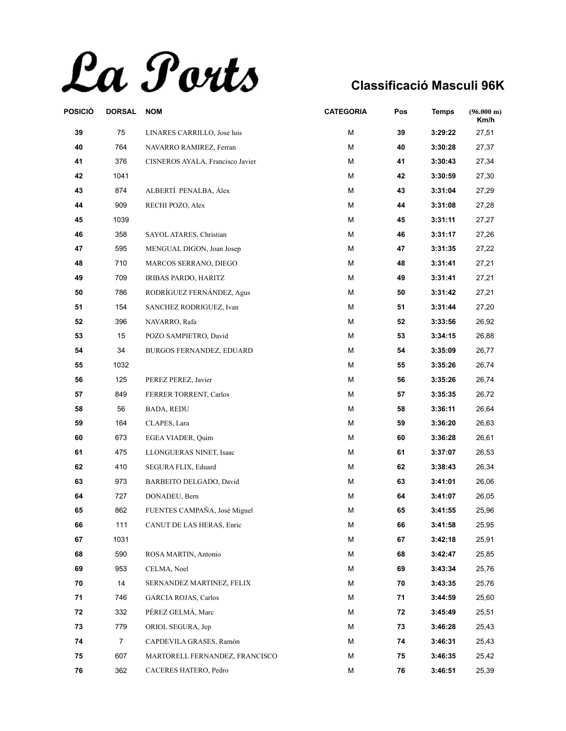# La Ports

## Classificació Masculi 96K

| POSICIÓ | DORSAL | NOM | CATEGORIA | Pos | Temps | (96.000 m) Km/h |
|---|---|---|---|---|---|---|
| 39 | 75 | LINARES CARRILLO, Jose luis | M | 39 | 3:29:22 | 27,51 |
| 40 | 764 | NAVARRO RAMIREZ, Ferran | M | 40 | 3:30:28 | 27,37 |
| 41 | 376 | CISNEROS AYALA, Francisco Javier | M | 41 | 3:30:43 | 27,34 |
| 42 | 1041 | | M | 42 | 3:30:59 | 27,30 |
| 43 | 874 | ALBERTÍ PENALBA, Àlex | M | 43 | 3:31:04 | 27,29 |
| 44 | 909 | RECHI POZO, Alex | M | 44 | 3:31:08 | 27,28 |
| 45 | 1039 | | M | 45 | 3:31:11 | 27,27 |
| 46 | 358 | SAYOL ATARES, Christian | M | 46 | 3:31:17 | 27,26 |
| 47 | 595 | MENGUAL DIGON, Joan Josep | M | 47 | 3:31:35 | 27,22 |
| 48 | 710 | MARCOS SERRANO, DIEGO | M | 48 | 3:31:41 | 27,21 |
| 49 | 709 | IRIBAS PARDO, HARITZ | M | 49 | 3:31:41 | 27,21 |
| 50 | 786 | RODRÍGUEZ FERNÁNDEZ, Agus | M | 50 | 3:31:42 | 27,21 |
| 51 | 154 | SANCHEZ RODRIGUEZ, Ivan | M | 51 | 3:31:44 | 27,20 |
| 52 | 396 | NAVARRO, Rafa | M | 52 | 3:33:56 | 26,92 |
| 53 | 15 | POZO SAMPIETRO, David | M | 53 | 3:34:15 | 26,88 |
| 54 | 34 | BURGOS FERNANDEZ, EDUARD | M | 54 | 3:35:09 | 26,77 |
| 55 | 1032 | | M | 55 | 3:35:26 | 26,74 |
| 56 | 125 | PEREZ PEREZ, Javier | M | 56 | 3:35:26 | 26,74 |
| 57 | 849 | FERRER TORRENT, Carlos | M | 57 | 3:35:35 | 26,72 |
| 58 | 56 | BADA, REDU | M | 58 | 3:36:11 | 26,64 |
| 59 | 164 | CLAPES, Lara | M | 59 | 3:36:20 | 26,63 |
| 60 | 673 | EGEA VIADER, Quim | M | 60 | 3:36:28 | 26,61 |
| 61 | 475 | LLONGUERAS NINET, Isaac | M | 61 | 3:37:07 | 26,53 |
| 62 | 410 | SEGURA FLIX, Eduard | M | 62 | 3:38:43 | 26,34 |
| 63 | 973 | BARBEITO DELGADO, David | M | 63 | 3:41:01 | 26,06 |
| 64 | 727 | DONADEU, Bern | M | 64 | 3:41:07 | 26,05 |
| 65 | 862 | FUENTES CAMPAÑA, José Miguel | M | 65 | 3:41:55 | 25,96 |
| 66 | 111 | CANUT DE LAS HERAS, Enric | M | 66 | 3:41:58 | 25,95 |
| 67 | 1031 | | M | 67 | 3:42:18 | 25,91 |
| 68 | 590 | ROSA MARTIN, Antonio | M | 68 | 3:42:47 | 25,85 |
| 69 | 953 | CELMA, Noel | M | 69 | 3:43:34 | 25,76 |
| 70 | 14 | SERNANDEZ MARTINEZ, FELIX | M | 70 | 3:43:35 | 25,76 |
| 71 | 746 | GARCIA ROJAS, Carlos | M | 71 | 3:44:59 | 25,60 |
| 72 | 332 | PÉREZ GELMÀ, Marc | M | 72 | 3:45:49 | 25,51 |
| 73 | 779 | ORIOL SEGURA, Jep | M | 73 | 3:46:28 | 25,43 |
| 74 | 7 | CAPDEVILA GRASES, Ramón | M | 74 | 3:46:31 | 25,43 |
| 75 | 607 | MARTORELL FERNANDEZ, FRANCISCO | M | 75 | 3:46:35 | 25,42 |
| 76 | 362 | CACERES HATERO, Pedro | M | 76 | 3:46:51 | 25,39 |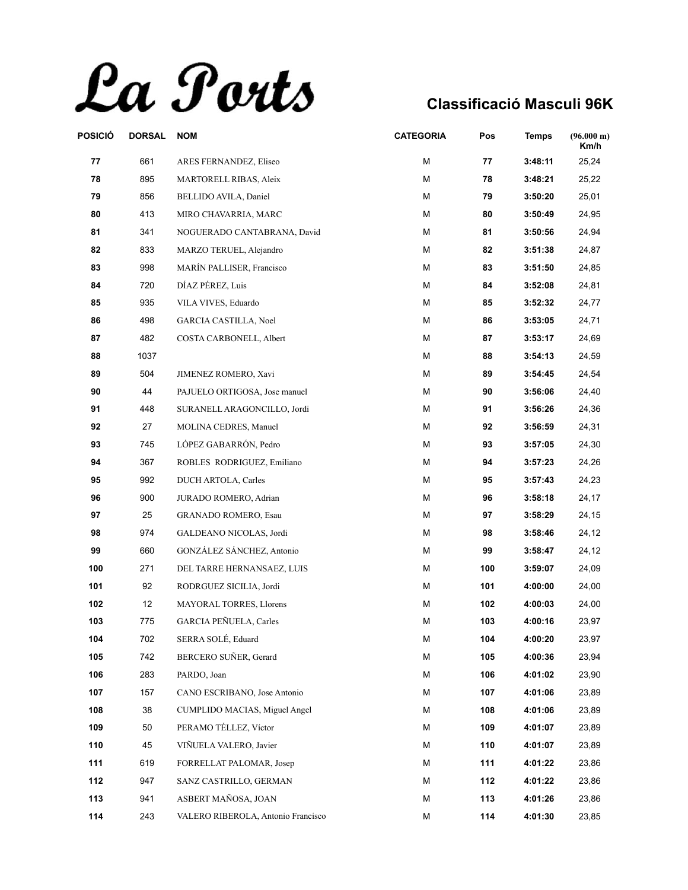# La Ports

## Classificació Masculi 96K

| POSICIÓ | DORSAL | NOM | CATEGORIA | Pos | Temps | (96.000 m) Km/h |
|---|---|---|---|---|---|---|
| 77 | 661 | ARES FERNANDEZ, Eliseo | M | 77 | 3:48:11 | 25,24 |
| 78 | 895 | MARTORELL RIBAS, Aleix | M | 78 | 3:48:21 | 25,22 |
| 79 | 856 | BELLIDO AVILA, Daniel | M | 79 | 3:50:20 | 25,01 |
| 80 | 413 | MIRO CHAVARRIA, MARC | M | 80 | 3:50:49 | 24,95 |
| 81 | 341 | NOGUERADO CANTABRANA, David | M | 81 | 3:50:56 | 24,94 |
| 82 | 833 | MARZO TERUEL, Alejandro | M | 82 | 3:51:38 | 24,87 |
| 83 | 998 | MARÍN PALLISER, Francisco | M | 83 | 3:51:50 | 24,85 |
| 84 | 720 | DÍAZ PÉREZ, Luis | M | 84 | 3:52:08 | 24,81 |
| 85 | 935 | VILA VIVES, Eduardo | M | 85 | 3:52:32 | 24,77 |
| 86 | 498 | GARCIA CASTILLA, Noel | M | 86 | 3:53:05 | 24,71 |
| 87 | 482 | COSTA CARBONELL, Albert | M | 87 | 3:53:17 | 24,69 |
| 88 | 1037 | | M | 88 | 3:54:13 | 24,59 |
| 89 | 504 | JIMENEZ ROMERO, Xavi | M | 89 | 3:54:45 | 24,54 |
| 90 | 44 | PAJUELO ORTIGOSA, Jose manuel | M | 90 | 3:56:06 | 24,40 |
| 91 | 448 | SURANELL ARAGONCILLO, Jordi | M | 91 | 3:56:26 | 24,36 |
| 92 | 27 | MOLINA CEDRES, Manuel | M | 92 | 3:56:59 | 24,31 |
| 93 | 745 | LÓPEZ GABARRÓN, Pedro | M | 93 | 3:57:05 | 24,30 |
| 94 | 367 | ROBLES RODRIGUEZ, Emiliano | M | 94 | 3:57:23 | 24,26 |
| 95 | 992 | DUCH ARTOLA, Carles | M | 95 | 3:57:43 | 24,23 |
| 96 | 900 | JURADO ROMERO, Adrian | M | 96 | 3:58:18 | 24,17 |
| 97 | 25 | GRANADO ROMERO, Esau | M | 97 | 3:58:29 | 24,15 |
| 98 | 974 | GALDEANO NICOLAS, Jordi | M | 98 | 3:58:46 | 24,12 |
| 99 | 660 | GONZÁLEZ SÁNCHEZ, Antonio | M | 99 | 3:58:47 | 24,12 |
| 100 | 271 | DEL TARRE HERNANSAEZ, LUIS | M | 100 | 3:59:07 | 24,09 |
| 101 | 92 | RODRGUEZ SICILIA, Jordi | M | 101 | 4:00:00 | 24,00 |
| 102 | 12 | MAYORAL TORRES, Llorens | M | 102 | 4:00:03 | 24,00 |
| 103 | 775 | GARCIA PEÑUELA, Carles | M | 103 | 4:00:16 | 23,97 |
| 104 | 702 | SERRA SOLÉ, Eduard | M | 104 | 4:00:20 | 23,97 |
| 105 | 742 | BERCERO SUÑER, Gerard | M | 105 | 4:00:36 | 23,94 |
| 106 | 283 | PARDO, Joan | M | 106 | 4:01:02 | 23,90 |
| 107 | 157 | CANO ESCRIBANO, Jose Antonio | M | 107 | 4:01:06 | 23,89 |
| 108 | 38 | CUMPLIDO MACIAS, Miguel Angel | M | 108 | 4:01:06 | 23,89 |
| 109 | 50 | PERAMO TÉLLEZ, Víctor | M | 109 | 4:01:07 | 23,89 |
| 110 | 45 | VIÑUELA VALERO, Javier | M | 110 | 4:01:07 | 23,89 |
| 111 | 619 | FORRELLAT PALOMAR, Josep | M | 111 | 4:01:22 | 23,86 |
| 112 | 947 | SANZ CASTRILLO, GERMAN | M | 112 | 4:01:22 | 23,86 |
| 113 | 941 | ASBERT MAÑOSA, JOAN | M | 113 | 4:01:26 | 23,86 |
| 114 | 243 | VALERO RIBEROLA, Antonio Francisco | M | 114 | 4:01:30 | 23,85 |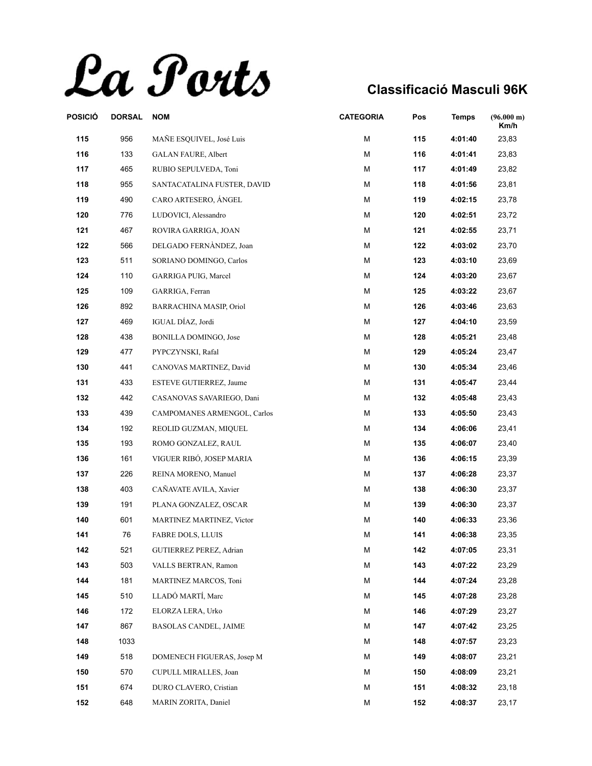# La Ports

## Classificació Masculi 96K

| POSICIÓ | DORSAL | NOM | CATEGORIA | Pos | Temps | (96.000 m) Km/h |
|---|---|---|---|---|---|---|
| 115 | 956 | MAÑE ESQUIVEL, José Luis | M | 115 | 4:01:40 | 23,83 |
| 116 | 133 | GALAN FAURE, Albert | M | 116 | 4:01:41 | 23,83 |
| 117 | 465 | RUBIO SEPULVEDA, Toni | M | 117 | 4:01:49 | 23,82 |
| 118 | 955 | SANTACATALINA FUSTER, DAVID | M | 118 | 4:01:56 | 23,81 |
| 119 | 490 | CARO ARTESERO, ÁNGEL | M | 119 | 4:02:15 | 23,78 |
| 120 | 776 | LUDOVICI, Alessandro | M | 120 | 4:02:51 | 23,72 |
| 121 | 467 | ROVIRA GARRIGA, JOAN | M | 121 | 4:02:55 | 23,71 |
| 122 | 566 | DELGADO FERNÀNDEZ, Joan | M | 122 | 4:03:02 | 23,70 |
| 123 | 511 | SORIANO DOMINGO, Carlos | M | 123 | 4:03:10 | 23,69 |
| 124 | 110 | GARRIGA PUIG, Marcel | M | 124 | 4:03:20 | 23,67 |
| 125 | 109 | GARRIGA, Ferran | M | 125 | 4:03:22 | 23,67 |
| 126 | 892 | BARRACHINA MASIP, Oriol | M | 126 | 4:03:46 | 23,63 |
| 127 | 469 | IGUAL DÍAZ, Jordi | M | 127 | 4:04:10 | 23,59 |
| 128 | 438 | BONILLA DOMINGO, Jose | M | 128 | 4:05:21 | 23,48 |
| 129 | 477 | PYPCZYNSKI, Rafal | M | 129 | 4:05:24 | 23,47 |
| 130 | 441 | CANOVAS MARTINEZ, David | M | 130 | 4:05:34 | 23,46 |
| 131 | 433 | ESTEVE GUTIERREZ, Jaume | M | 131 | 4:05:47 | 23,44 |
| 132 | 442 | CASANOVAS SAVARIEGO, Dani | M | 132 | 4:05:48 | 23,43 |
| 133 | 439 | CAMPOMANES ARMENGOL, Carlos | M | 133 | 4:05:50 | 23,43 |
| 134 | 192 | REOLID GUZMAN, MIQUEL | M | 134 | 4:06:06 | 23,41 |
| 135 | 193 | ROMO GONZALEZ, RAUL | M | 135 | 4:06:07 | 23,40 |
| 136 | 161 | VIGUER RIBÓ, JOSEP MARIA | M | 136 | 4:06:15 | 23,39 |
| 137 | 226 | REINA MORENO, Manuel | M | 137 | 4:06:28 | 23,37 |
| 138 | 403 | CAÑAVATE AVILA, Xavier | M | 138 | 4:06:30 | 23,37 |
| 139 | 191 | PLANA GONZALEZ, OSCAR | M | 139 | 4:06:30 | 23,37 |
| 140 | 601 | MARTINEZ MARTINEZ, Victor | M | 140 | 4:06:33 | 23,36 |
| 141 | 76 | FABRE DOLS, LLUIS | M | 141 | 4:06:38 | 23,35 |
| 142 | 521 | GUTIERREZ PEREZ, Adrian | M | 142 | 4:07:05 | 23,31 |
| 143 | 503 | VALLS BERTRAN, Ramon | M | 143 | 4:07:22 | 23,29 |
| 144 | 181 | MARTINEZ MARCOS, Toni | M | 144 | 4:07:24 | 23,28 |
| 145 | 510 | LLADÓ MARTÍ, Marc | M | 145 | 4:07:28 | 23,28 |
| 146 | 172 | ELORZA LERA, Urko | M | 146 | 4:07:29 | 23,27 |
| 147 | 867 | BASOLAS CANDEL, JAIME | M | 147 | 4:07:42 | 23,25 |
| 148 | 1033 | | M | 148 | 4:07:57 | 23,23 |
| 149 | 518 | DOMENECH FIGUERAS, Josep M | M | 149 | 4:08:07 | 23,21 |
| 150 | 570 | CUPULL MIRALLES, Joan | M | 150 | 4:08:09 | 23,21 |
| 151 | 674 | DURO CLAVERO, Cristian | M | 151 | 4:08:32 | 23,18 |
| 152 | 648 | MARIN ZORITA, Daniel | M | 152 | 4:08:37 | 23,17 |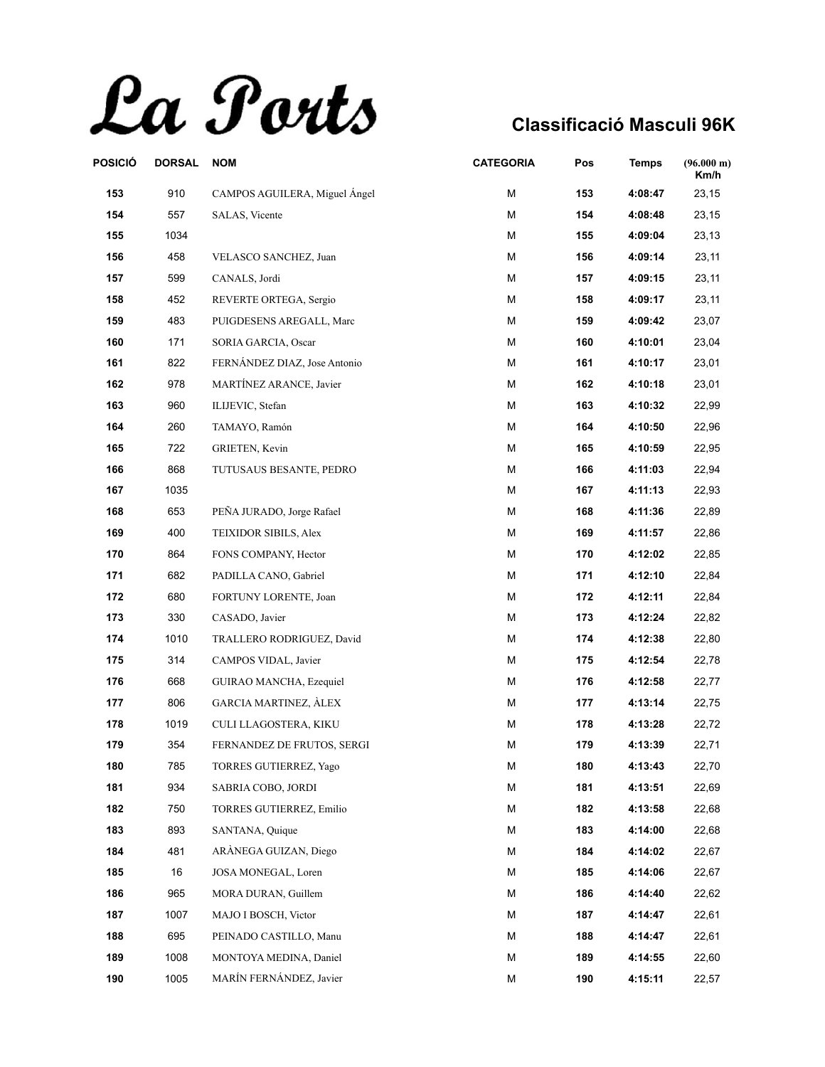# La Ports

## Classificació Masculi 96K

| POSICIÓ | DORSAL | NOM | CATEGORIA | Pos | Temps | (96.000 m) Km/h |
|---|---|---|---|---|---|---|
| 153 | 910 | CAMPOS AGUILERA, Miguel Ángel | M | 153 | 4:08:47 | 23,15 |
| 154 | 557 | SALAS, Vicente | M | 154 | 4:08:48 | 23,15 |
| 155 | 1034 | | M | 155 | 4:09:04 | 23,13 |
| 156 | 458 | VELASCO SANCHEZ, Juan | M | 156 | 4:09:14 | 23,11 |
| 157 | 599 | CANALS, Jordi | M | 157 | 4:09:15 | 23,11 |
| 158 | 452 | REVERTE ORTEGA, Sergio | M | 158 | 4:09:17 | 23,11 |
| 159 | 483 | PUIGDESENS AREGALL, Marc | M | 159 | 4:09:42 | 23,07 |
| 160 | 171 | SORIA GARCIA, Oscar | M | 160 | 4:10:01 | 23,04 |
| 161 | 822 | FERNÁNDEZ DIAZ, Jose Antonio | M | 161 | 4:10:17 | 23,01 |
| 162 | 978 | MARTÍNEZ ARANCE, Javier | M | 162 | 4:10:18 | 23,01 |
| 163 | 960 | ILIJEVIC, Stefan | M | 163 | 4:10:32 | 22,99 |
| 164 | 260 | TAMAYO, Ramón | M | 164 | 4:10:50 | 22,96 |
| 165 | 722 | GRIETEN, Kevin | M | 165 | 4:10:59 | 22,95 |
| 166 | 868 | TUTUSAUS BESANTE, PEDRO | M | 166 | 4:11:03 | 22,94 |
| 167 | 1035 | | M | 167 | 4:11:13 | 22,93 |
| 168 | 653 | PEÑA JURADO, Jorge Rafael | M | 168 | 4:11:36 | 22,89 |
| 169 | 400 | TEIXIDOR SIBILS, Alex | M | 169 | 4:11:57 | 22,86 |
| 170 | 864 | FONS COMPANY, Hector | M | 170 | 4:12:02 | 22,85 |
| 171 | 682 | PADILLA CANO, Gabriel | M | 171 | 4:12:10 | 22,84 |
| 172 | 680 | FORTUNY LORENTE, Joan | M | 172 | 4:12:11 | 22,84 |
| 173 | 330 | CASADO, Javier | M | 173 | 4:12:24 | 22,82 |
| 174 | 1010 | TRALLERO RODRIGUEZ, David | M | 174 | 4:12:38 | 22,80 |
| 175 | 314 | CAMPOS VIDAL, Javier | M | 175 | 4:12:54 | 22,78 |
| 176 | 668 | GUIRAO MANCHA, Ezequiel | M | 176 | 4:12:58 | 22,77 |
| 177 | 806 | GARCIA MARTINEZ, ÀLEX | M | 177 | 4:13:14 | 22,75 |
| 178 | 1019 | CULI LLAGOSTERA, KIKU | M | 178 | 4:13:28 | 22,72 |
| 179 | 354 | FERNANDEZ DE FRUTOS, SERGI | M | 179 | 4:13:39 | 22,71 |
| 180 | 785 | TORRES GUTIERREZ, Yago | M | 180 | 4:13:43 | 22,70 |
| 181 | 934 | SABRIA COBO, JORDI | M | 181 | 4:13:51 | 22,69 |
| 182 | 750 | TORRES GUTIERREZ, Emilio | M | 182 | 4:13:58 | 22,68 |
| 183 | 893 | SANTANA, Quique | M | 183 | 4:14:00 | 22,68 |
| 184 | 481 | ARÀNEGA GUIZAN, Diego | M | 184 | 4:14:02 | 22,67 |
| 185 | 16 | JOSA MONEGAL, Loren | M | 185 | 4:14:06 | 22,67 |
| 186 | 965 | MORA DURAN, Guillem | M | 186 | 4:14:40 | 22,62 |
| 187 | 1007 | MAJO I BOSCH, Victor | M | 187 | 4:14:47 | 22,61 |
| 188 | 695 | PEINADO CASTILLO, Manu | M | 188 | 4:14:47 | 22,61 |
| 189 | 1008 | MONTOYA MEDINA, Daniel | M | 189 | 4:14:55 | 22,60 |
| 190 | 1005 | MARÍN FERNÁNDEZ, Javier | M | 190 | 4:15:11 | 22,57 |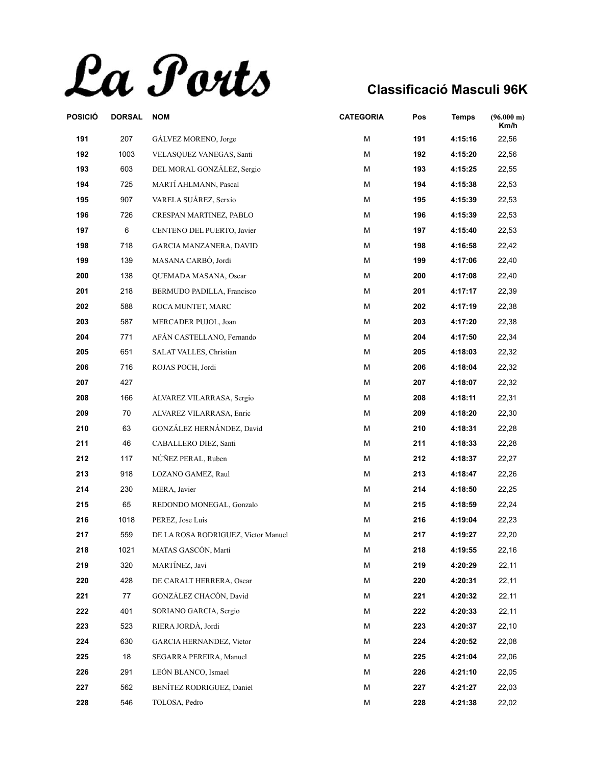# La Ports

## Classificació Masculi 96K

| POSICIÓ | DORSAL | NOM | CATEGORIA | Pos | Temps | (96.000 m) Km/h |
|---|---|---|---|---|---|---|
| 191 | 207 | GÁLVEZ MORENO, Jorge | M | 191 | 4:15:16 | 22,56 |
| 192 | 1003 | VELASQUEZ VANEGAS, Santi | M | 192 | 4:15:20 | 22,56 |
| 193 | 603 | DEL MORAL GONZÁLEZ, Sergio | M | 193 | 4:15:25 | 22,55 |
| 194 | 725 | MARTÍ AHLMANN, Pascal | M | 194 | 4:15:38 | 22,53 |
| 195 | 907 | VARELA SUÁREZ, Serxio | M | 195 | 4:15:39 | 22,53 |
| 196 | 726 | CRESPAN MARTINEZ, PABLO | M | 196 | 4:15:39 | 22,53 |
| 197 | 6 | CENTENO DEL PUERTO, Javier | M | 197 | 4:15:40 | 22,53 |
| 198 | 718 | GARCIA MANZANERA, DAVID | M | 198 | 4:16:58 | 22,42 |
| 199 | 139 | MASANA CARBÓ, Jordi | M | 199 | 4:17:06 | 22,40 |
| 200 | 138 | QUEMADA MASANA, Oscar | M | 200 | 4:17:08 | 22,40 |
| 201 | 218 | BERMUDO PADILLA, Francisco | M | 201 | 4:17:17 | 22,39 |
| 202 | 588 | ROCA MUNTET, MARC | M | 202 | 4:17:19 | 22,38 |
| 203 | 587 | MERCADER PUJOL, Joan | M | 203 | 4:17:20 | 22,38 |
| 204 | 771 | AFÁN CASTELLANO, Fernando | M | 204 | 4:17:50 | 22,34 |
| 205 | 651 | SALAT VALLES, Christian | M | 205 | 4:18:03 | 22,32 |
| 206 | 716 | ROJAS POCH, Jordi | M | 206 | 4:18:04 | 22,32 |
| 207 | 427 | | M | 207 | 4:18:07 | 22,32 |
| 208 | 166 | ÁLVAREZ VILARRASA, Sergio | M | 208 | 4:18:11 | 22,31 |
| 209 | 70 | ALVAREZ VILARRASA, Enric | M | 209 | 4:18:20 | 22,30 |
| 210 | 63 | GONZÁLEZ HERNÁNDEZ, David | M | 210 | 4:18:31 | 22,28 |
| 211 | 46 | CABALLERO DIEZ, Santi | M | 211 | 4:18:33 | 22,28 |
| 212 | 117 | NÚÑEZ PERAL, Ruben | M | 212 | 4:18:37 | 22,27 |
| 213 | 918 | LOZANO GAMEZ, Raul | M | 213 | 4:18:47 | 22,26 |
| 214 | 230 | MERA, Javier | M | 214 | 4:18:50 | 22,25 |
| 215 | 65 | REDONDO MONEGAL, Gonzalo | M | 215 | 4:18:59 | 22,24 |
| 216 | 1018 | PEREZ, Jose Luis | M | 216 | 4:19:04 | 22,23 |
| 217 | 559 | DE LA ROSA RODRIGUEZ, Victor Manuel | M | 217 | 4:19:27 | 22,20 |
| 218 | 1021 | MATAS GASCÓN, Martí | M | 218 | 4:19:55 | 22,16 |
| 219 | 320 | MARTÍNEZ, Javi | M | 219 | 4:20:29 | 22,11 |
| 220 | 428 | DE CARALT HERRERA, Oscar | M | 220 | 4:20:31 | 22,11 |
| 221 | 77 | GONZÁLEZ CHACÓN, David | M | 221 | 4:20:32 | 22,11 |
| 222 | 401 | SORIANO GARCIA, Sergio | M | 222 | 4:20:33 | 22,11 |
| 223 | 523 | RIERA JORDÀ, Jordi | M | 223 | 4:20:37 | 22,10 |
| 224 | 630 | GARCIA HERNANDEZ, Victor | M | 224 | 4:20:52 | 22,08 |
| 225 | 18 | SEGARRA PEREIRA, Manuel | M | 225 | 4:21:04 | 22,06 |
| 226 | 291 | LEÓN BLANCO, Ismael | M | 226 | 4:21:10 | 22,05 |
| 227 | 562 | BENÍTEZ RODRIGUEZ, Daniel | M | 227 | 4:21:27 | 22,03 |
| 228 | 546 | TOLOSA, Pedro | M | 228 | 4:21:38 | 22,02 |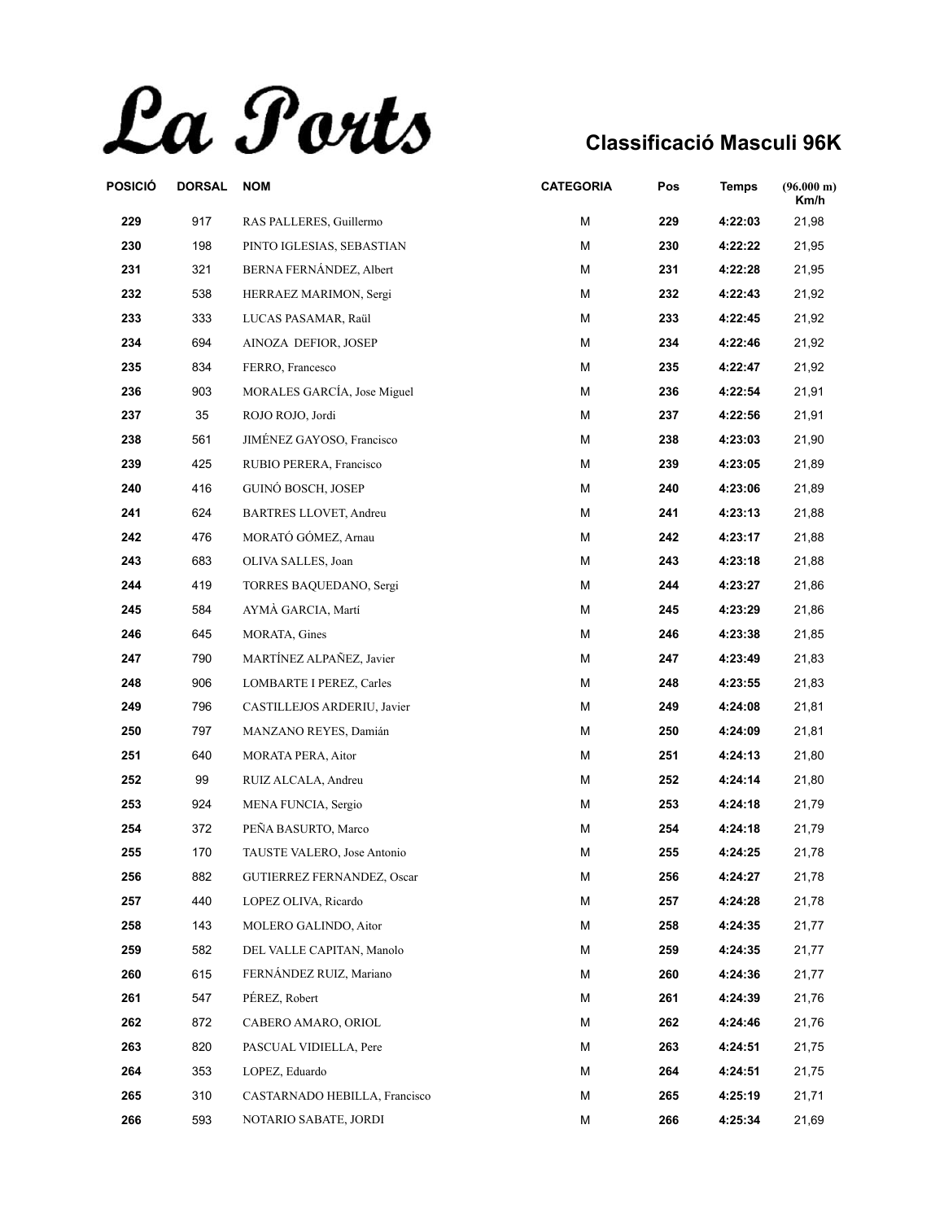# La Ports

## Classificació Masculi 96K

| POSICIÓ | DORSAL | NOM | CATEGORIA | Pos | Temps | (96.000 m) Km/h |
|---|---|---|---|---|---|---|
| 229 | 917 | RAS PALLERES, Guillermo | M | 229 | 4:22:03 | 21,98 |
| 230 | 198 | PINTO IGLESIAS, SEBASTIAN | M | 230 | 4:22:22 | 21,95 |
| 231 | 321 | BERNA FERNÁNDEZ, Albert | M | 231 | 4:22:28 | 21,95 |
| 232 | 538 | HERRAEZ MARIMON, Sergi | M | 232 | 4:22:43 | 21,92 |
| 233 | 333 | LUCAS PASAMAR, Raül | M | 233 | 4:22:45 | 21,92 |
| 234 | 694 | AINOZA DEFIOR, JOSEP | M | 234 | 4:22:46 | 21,92 |
| 235 | 834 | FERRO, Francesco | M | 235 | 4:22:47 | 21,92 |
| 236 | 903 | MORALES GARCÍA, Jose Miguel | M | 236 | 4:22:54 | 21,91 |
| 237 | 35 | ROJO ROJO, Jordi | M | 237 | 4:22:56 | 21,91 |
| 238 | 561 | JIMÉNEZ GAYOSO, Francisco | M | 238 | 4:23:03 | 21,90 |
| 239 | 425 | RUBIO PERERA, Francisco | M | 239 | 4:23:05 | 21,89 |
| 240 | 416 | GUINÓ BOSCH, JOSEP | M | 240 | 4:23:06 | 21,89 |
| 241 | 624 | BARTRES LLOVET, Andreu | M | 241 | 4:23:13 | 21,88 |
| 242 | 476 | MORATÓ GÓMEZ, Arnau | M | 242 | 4:23:17 | 21,88 |
| 243 | 683 | OLIVA SALLES, Joan | M | 243 | 4:23:18 | 21,88 |
| 244 | 419 | TORRES BAQUEDANO, Sergi | M | 244 | 4:23:27 | 21,86 |
| 245 | 584 | AYMÀ GARCIA, Martí | M | 245 | 4:23:29 | 21,86 |
| 246 | 645 | MORATA, Gines | M | 246 | 4:23:38 | 21,85 |
| 247 | 790 | MARTÍNEZ ALPAÑEZ, Javier | M | 247 | 4:23:49 | 21,83 |
| 248 | 906 | LOMBARTE I PEREZ, Carles | M | 248 | 4:23:55 | 21,83 |
| 249 | 796 | CASTILLEJOS ARDERIU, Javier | M | 249 | 4:24:08 | 21,81 |
| 250 | 797 | MANZANO REYES, Damián | M | 250 | 4:24:09 | 21,81 |
| 251 | 640 | MORATA PERA, Aitor | M | 251 | 4:24:13 | 21,80 |
| 252 | 99 | RUIZ ALCALA, Andreu | M | 252 | 4:24:14 | 21,80 |
| 253 | 924 | MENA FUNCIA, Sergio | M | 253 | 4:24:18 | 21,79 |
| 254 | 372 | PEÑA BASURTO, Marco | M | 254 | 4:24:18 | 21,79 |
| 255 | 170 | TAUSTE VALERO, Jose Antonio | M | 255 | 4:24:25 | 21,78 |
| 256 | 882 | GUTIERREZ FERNANDEZ, Oscar | M | 256 | 4:24:27 | 21,78 |
| 257 | 440 | LOPEZ OLIVA, Ricardo | M | 257 | 4:24:28 | 21,78 |
| 258 | 143 | MOLERO GALINDO, Aitor | M | 258 | 4:24:35 | 21,77 |
| 259 | 582 | DEL VALLE CAPITAN, Manolo | M | 259 | 4:24:35 | 21,77 |
| 260 | 615 | FERNÁNDEZ RUIZ, Mariano | M | 260 | 4:24:36 | 21,77 |
| 261 | 547 | PÉREZ, Robert | M | 261 | 4:24:39 | 21,76 |
| 262 | 872 | CABERO AMARO, ORIOL | M | 262 | 4:24:46 | 21,76 |
| 263 | 820 | PASCUAL VIDIELLA, Pere | M | 263 | 4:24:51 | 21,75 |
| 264 | 353 | LOPEZ, Eduardo | M | 264 | 4:24:51 | 21,75 |
| 265 | 310 | CASTARNADO HEBILLA, Francisco | M | 265 | 4:25:19 | 21,71 |
| 266 | 593 | NOTARIO SABATE, JORDI | M | 266 | 4:25:34 | 21,69 |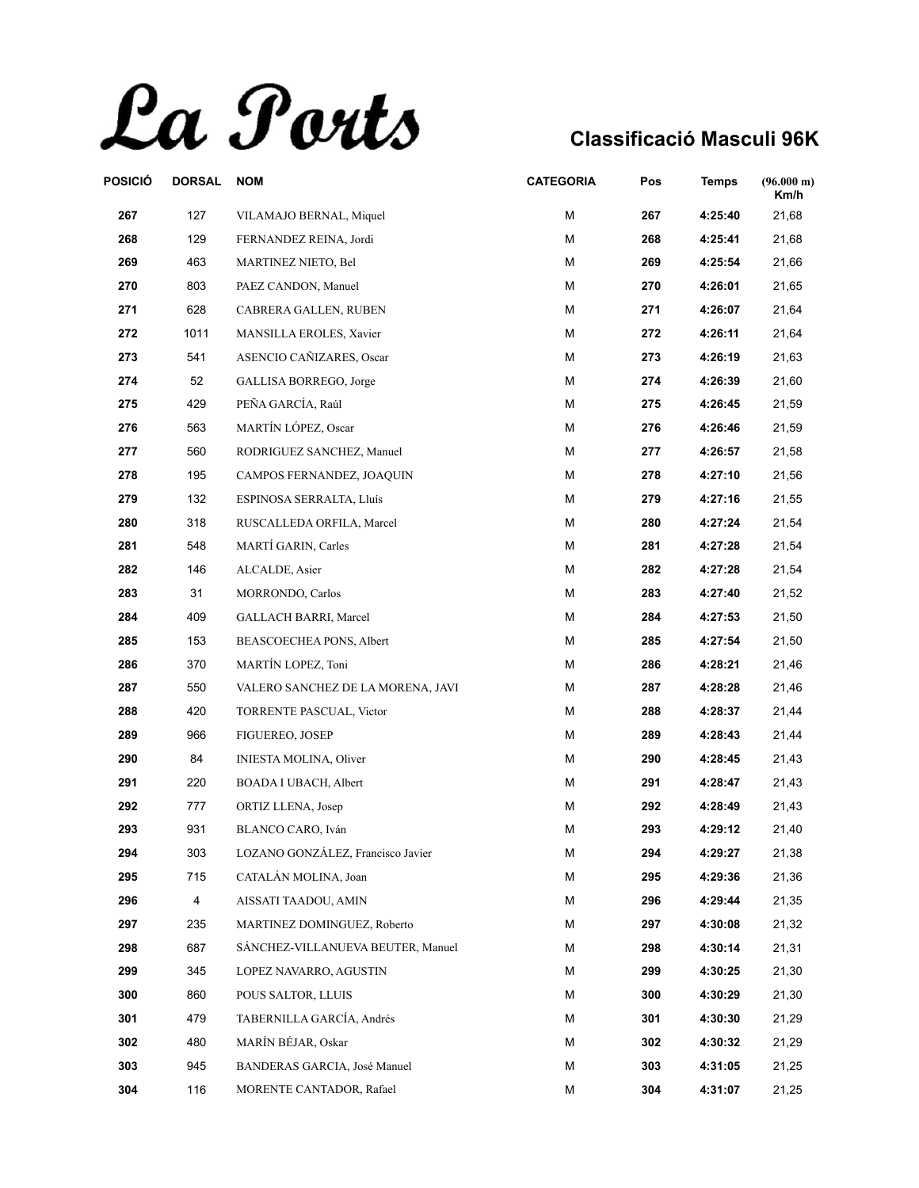# La Ports

## Classificació Masculi 96K

| POSICIÓ | DORSAL | NOM | CATEGORIA | Pos | Temps | (96.000 m) Km/h |
|---|---|---|---|---|---|---|
| **267** | 127 | VILAMAJO BERNAL, Miquel | M | **267** | **4:25:40** | 21,68 |
| **268** | 129 | FERNANDEZ REINA, Jordi | M | **268** | **4:25:41** | 21,68 |
| **269** | 463 | MARTINEZ NIETO, Bel | M | **269** | **4:25:54** | 21,66 |
| **270** | 803 | PAEZ CANDON, Manuel | M | **270** | **4:26:01** | 21,65 |
| **271** | 628 | CABRERA GALLEN, RUBEN | M | **271** | **4:26:07** | 21,64 |
| **272** | 1011 | MANSILLA EROLES, Xavier | M | **272** | **4:26:11** | 21,64 |
| **273** | 541 | ASENCIO CAÑIZARES, Oscar | M | **273** | **4:26:19** | 21,63 |
| **274** | 52 | GALLISA BORREGO, Jorge | M | **274** | **4:26:39** | 21,60 |
| **275** | 429 | PEÑA GARCÍA, Raúl | M | **275** | **4:26:45** | 21,59 |
| **276** | 563 | MARTÍN LÓPEZ, Oscar | M | **276** | **4:26:46** | 21,59 |
| **277** | 560 | RODRIGUEZ SANCHEZ, Manuel | M | **277** | **4:26:57** | 21,58 |
| **278** | 195 | CAMPOS FERNANDEZ, JOAQUIN | M | **278** | **4:27:10** | 21,56 |
| **279** | 132 | ESPINOSA SERRALTA, Lluís | M | **279** | **4:27:16** | 21,55 |
| **280** | 318 | RUSCALLEDA ORFILA, Marcel | M | **280** | **4:27:24** | 21,54 |
| **281** | 548 | MARTÍ GARIN, Carles | M | **281** | **4:27:28** | 21,54 |
| **282** | 146 | ALCALDE, Asier | M | **282** | **4:27:28** | 21,54 |
| **283** | 31 | MORRONDO, Carlos | M | **283** | **4:27:40** | 21,52 |
| **284** | 409 | GALLACH BARRI, Marcel | M | **284** | **4:27:53** | 21,50 |
| **285** | 153 | BEASCOECHEA PONS, Albert | M | **285** | **4:27:54** | 21,50 |
| **286** | 370 | MARTÍN LOPEZ, Toni | M | **286** | **4:28:21** | 21,46 |
| **287** | 550 | VALERO SANCHEZ DE LA MORENA, JAVI | M | **287** | **4:28:28** | 21,46 |
| **288** | 420 | TORRENTE PASCUAL, Victor | M | **288** | **4:28:37** | 21,44 |
| **289** | 966 | FIGUEREO, JOSEP | M | **289** | **4:28:43** | 21,44 |
| **290** | 84 | INIESTA MOLINA, Oliver | M | **290** | **4:28:45** | 21,43 |
| **291** | 220 | BOADA I UBACH, Albert | M | **291** | **4:28:47** | 21,43 |
| **292** | 777 | ORTIZ LLENA, Josep | M | **292** | **4:28:49** | 21,43 |
| **293** | 931 | BLANCO CARO, Iván | M | **293** | **4:29:12** | 21,40 |
| **294** | 303 | LOZANO GONZÁLEZ, Francisco Javier | M | **294** | **4:29:27** | 21,38 |
| **295** | 715 | CATALÁN MOLINA, Joan | M | **295** | **4:29:36** | 21,36 |
| **296** | 4 | AISSATI TAADOU, AMIN | M | **296** | **4:29:44** | 21,35 |
| **297** | 235 | MARTINEZ DOMINGUEZ, Roberto | M | **297** | **4:30:08** | 21,32 |
| **298** | 687 | SÁNCHEZ-VILLANUEVA BEUTER, Manuel | M | **298** | **4:30:14** | 21,31 |
| **299** | 345 | LOPEZ NAVARRO, AGUSTIN | M | **299** | **4:30:25** | 21,30 |
| **300** | 860 | POUS SALTOR, LLUIS | M | **300** | **4:30:29** | 21,30 |
| **301** | 479 | TABERNILLA GARCÍA, Andrés | M | **301** | **4:30:30** | 21,29 |
| **302** | 480 | MARÍN BÉJAR, Oskar | M | **302** | **4:30:32** | 21,29 |
| **303** | 945 | BANDERAS GARCIA, José Manuel | M | **303** | **4:31:05** | 21,25 |
| **304** | 116 | MORENTE CANTADOR, Rafael | M | **304** | **4:31:07** | 21,25 |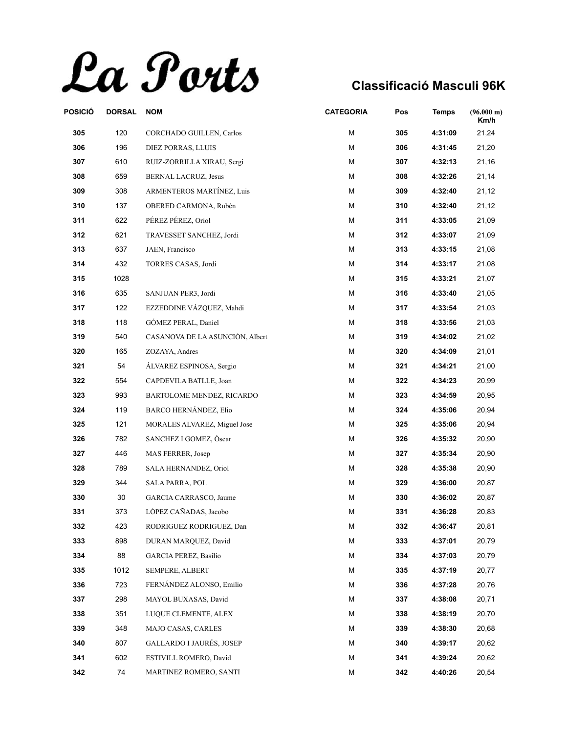# La Ports

## Classificació Masculi 96K

| POSICIÓ | DORSAL | NOM | CATEGORIA | Pos | Temps | (96.000 m) Km/h |
|---|---|---|---|---|---|---|
| **305** | 120 | CORCHADO GUILLEN, Carlos | M | **305** | **4:31:09** | 21,24 |
| **306** | 196 | DIEZ PORRAS, LLUIS | M | **306** | **4:31:45** | 21,20 |
| **307** | 610 | RUIZ-ZORRILLA XIRAU, Sergi | M | **307** | **4:32:13** | 21,16 |
| **308** | 659 | BERNAL LACRUZ, Jesus | M | **308** | **4:32:26** | 21,14 |
| **309** | 308 | ARMENTEROS MARTÍNEZ, Luis | M | **309** | **4:32:40** | 21,12 |
| **310** | 137 | OBERED CARMONA, Rubén | M | **310** | **4:32:40** | 21,12 |
| **311** | 622 | PÉREZ PÉREZ, Oriol | M | **311** | **4:33:05** | 21,09 |
| **312** | 621 | TRAVESSET SANCHEZ, Jordi | M | **312** | **4:33:07** | 21,09 |
| **313** | 637 | JAEN, Francisco | M | **313** | **4:33:15** | 21,08 |
| **314** | 432 | TORRES CASAS, Jordi | M | **314** | **4:33:17** | 21,08 |
| **315** | 1028 | | M | **315** | **4:33:21** | 21,07 |
| **316** | 635 | SANJUAN PER3, Jordi | M | **316** | **4:33:40** | 21,05 |
| **317** | 122 | EZZEDDINE VÁZQUEZ, Mahdi | M | **317** | **4:33:54** | 21,03 |
| **318** | 118 | GÓMEZ PERAL, Daniel | M | **318** | **4:33:56** | 21,03 |
| **319** | 540 | CASANOVA DE LA ASUNCIÓN, Albert | M | **319** | **4:34:02** | 21,02 |
| **320** | 165 | ZOZAYA, Andres | M | **320** | **4:34:09** | 21,01 |
| **321** | 54 | ÁLVAREZ ESPINOSA, Sergio | M | **321** | **4:34:21** | 21,00 |
| **322** | 554 | CAPDEVILA BATLLE, Joan | M | **322** | **4:34:23** | 20,99 |
| **323** | 993 | BARTOLOME MENDEZ, RICARDO | M | **323** | **4:34:59** | 20,95 |
| **324** | 119 | BARCO HERNÁNDEZ, Elio | M | **324** | **4:35:06** | 20,94 |
| **325** | 121 | MORALES ALVAREZ, Miguel Jose | M | **325** | **4:35:06** | 20,94 |
| **326** | 782 | SANCHEZ I GOMEZ, Òscar | M | **326** | **4:35:32** | 20,90 |
| **327** | 446 | MAS FERRER, Josep | M | **327** | **4:35:34** | 20,90 |
| **328** | 789 | SALA HERNANDEZ, Oriol | M | **328** | **4:35:38** | 20,90 |
| **329** | 344 | SALA PARRA, POL | M | **329** | **4:36:00** | 20,87 |
| **330** | 30 | GARCIA CARRASCO, Jaume | M | **330** | **4:36:02** | 20,87 |
| **331** | 373 | LÓPEZ CAÑADAS, Jacobo | M | **331** | **4:36:28** | 20,83 |
| **332** | 423 | RODRIGUEZ RODRIGUEZ, Dan | M | **332** | **4:36:47** | 20,81 |
| **333** | 898 | DURAN MARQUEZ, David | M | **333** | **4:37:01** | 20,79 |
| **334** | 88 | GARCIA PEREZ, Basilio | M | **334** | **4:37:03** | 20,79 |
| **335** | 1012 | SEMPERE, ALBERT | M | **335** | **4:37:19** | 20,77 |
| **336** | 723 | FERNÁNDEZ ALONSO, Emilio | M | **336** | **4:37:28** | 20,76 |
| **337** | 298 | MAYOL BUXASAS, David | M | **337** | **4:38:08** | 20,71 |
| **338** | 351 | LUQUE CLEMENTE, ALEX | M | **338** | **4:38:19** | 20,70 |
| **339** | 348 | MAJO CASAS, CARLES | M | **339** | **4:38:30** | 20,68 |
| **340** | 807 | GALLARDO I JAURÉS, JOSEP | M | **340** | **4:39:17** | 20,62 |
| **341** | 602 | ESTIVILL ROMERO, David | M | **341** | **4:39:24** | 20,62 |
| **342** | 74 | MARTINEZ ROMERO, SANTI | M | **342** | **4:40:26** | 20,54 |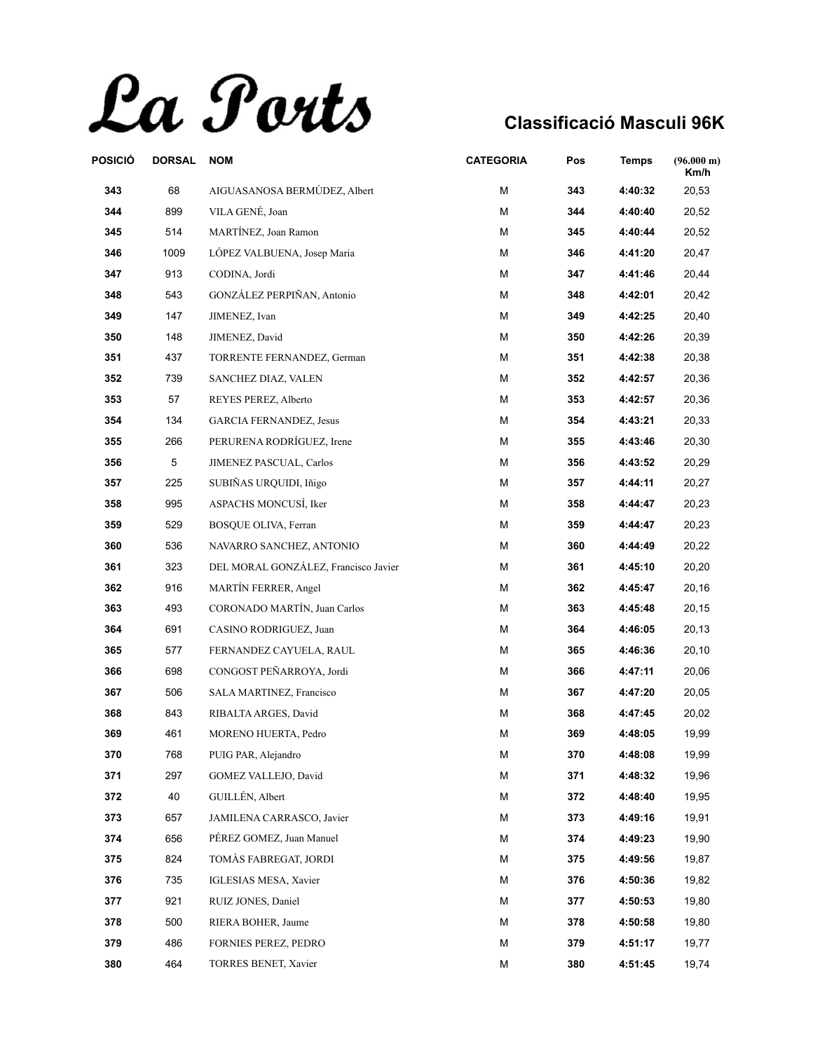# La Ports

## Classificació Masculi 96K

| POSICIÓ | DORSAL | NOM | CATEGORIA | Pos | Temps | (96.000 m) Km/h |
|---|---|---|---|---|---|---|
| 343 | 68 | AIGUASANOSA BERMÚDEZ, Albert | M | 343 | 4:40:32 | 20,53 |
| 344 | 899 | VILA GENÉ, Joan | M | 344 | 4:40:40 | 20,52 |
| 345 | 514 | MARTÍNEZ, Joan Ramon | M | 345 | 4:40:44 | 20,52 |
| 346 | 1009 | LÓPEZ VALBUENA, Josep Maria | M | 346 | 4:41:20 | 20,47 |
| 347 | 913 | CODINA, Jordi | M | 347 | 4:41:46 | 20,44 |
| 348 | 543 | GONZÁLEZ PERPIÑAN, Antonio | M | 348 | 4:42:01 | 20,42 |
| 349 | 147 | JIMENEZ, Ivan | M | 349 | 4:42:25 | 20,40 |
| 350 | 148 | JIMENEZ, David | M | 350 | 4:42:26 | 20,39 |
| 351 | 437 | TORRENTE FERNANDEZ, German | M | 351 | 4:42:38 | 20,38 |
| 352 | 739 | SANCHEZ DIAZ, VALEN | M | 352 | 4:42:57 | 20,36 |
| 353 | 57 | REYES PEREZ, Alberto | M | 353 | 4:42:57 | 20,36 |
| 354 | 134 | GARCIA FERNANDEZ, Jesus | M | 354 | 4:43:21 | 20,33 |
| 355 | 266 | PERURENA RODRÍGUEZ, Irene | M | 355 | 4:43:46 | 20,30 |
| 356 | 5 | JIMENEZ PASCUAL, Carlos | M | 356 | 4:43:52 | 20,29 |
| 357 | 225 | SUBIÑAS URQUIDI, Iñigo | M | 357 | 4:44:11 | 20,27 |
| 358 | 995 | ASPACHS MONCUSÍ, Iker | M | 358 | 4:44:47 | 20,23 |
| 359 | 529 | BOSQUE OLIVA, Ferran | M | 359 | 4:44:47 | 20,23 |
| 360 | 536 | NAVARRO SANCHEZ, ANTONIO | M | 360 | 4:44:49 | 20,22 |
| 361 | 323 | DEL MORAL GONZÁLEZ, Francisco Javier | M | 361 | 4:45:10 | 20,20 |
| 362 | 916 | MARTÍN FERRER, Angel | M | 362 | 4:45:47 | 20,16 |
| 363 | 493 | CORONADO MARTÍN, Juan Carlos | M | 363 | 4:45:48 | 20,15 |
| 364 | 691 | CASINO RODRIGUEZ, Juan | M | 364 | 4:46:05 | 20,13 |
| 365 | 577 | FERNANDEZ CAYUELA, RAUL | M | 365 | 4:46:36 | 20,10 |
| 366 | 698 | CONGOST PEÑARROYA, Jordi | M | 366 | 4:47:11 | 20,06 |
| 367 | 506 | SALA MARTINEZ, Francisco | M | 367 | 4:47:20 | 20,05 |
| 368 | 843 | RIBALTA ARGES, David | M | 368 | 4:47:45 | 20,02 |
| 369 | 461 | MORENO HUERTA, Pedro | M | 369 | 4:48:05 | 19,99 |
| 370 | 768 | PUIG PAR, Alejandro | M | 370 | 4:48:08 | 19,99 |
| 371 | 297 | GOMEZ VALLEJO, David | M | 371 | 4:48:32 | 19,96 |
| 372 | 40 | GUILLÉN, Albert | M | 372 | 4:48:40 | 19,95 |
| 373 | 657 | JAMILENA CARRASCO, Javier | M | 373 | 4:49:16 | 19,91 |
| 374 | 656 | PÉREZ GOMEZ, Juan Manuel | M | 374 | 4:49:23 | 19,90 |
| 375 | 824 | TOMÀS FABREGAT, JORDI | M | 375 | 4:49:56 | 19,87 |
| 376 | 735 | IGLESIAS MESA, Xavier | M | 376 | 4:50:36 | 19,82 |
| 377 | 921 | RUIZ JONES, Daniel | M | 377 | 4:50:53 | 19,80 |
| 378 | 500 | RIERA BOHER, Jaume | M | 378 | 4:50:58 | 19,80 |
| 379 | 486 | FORNIES PEREZ, PEDRO | M | 379 | 4:51:17 | 19,77 |
| 380 | 464 | TORRES BENET, Xavier | M | 380 | 4:51:45 | 19,74 |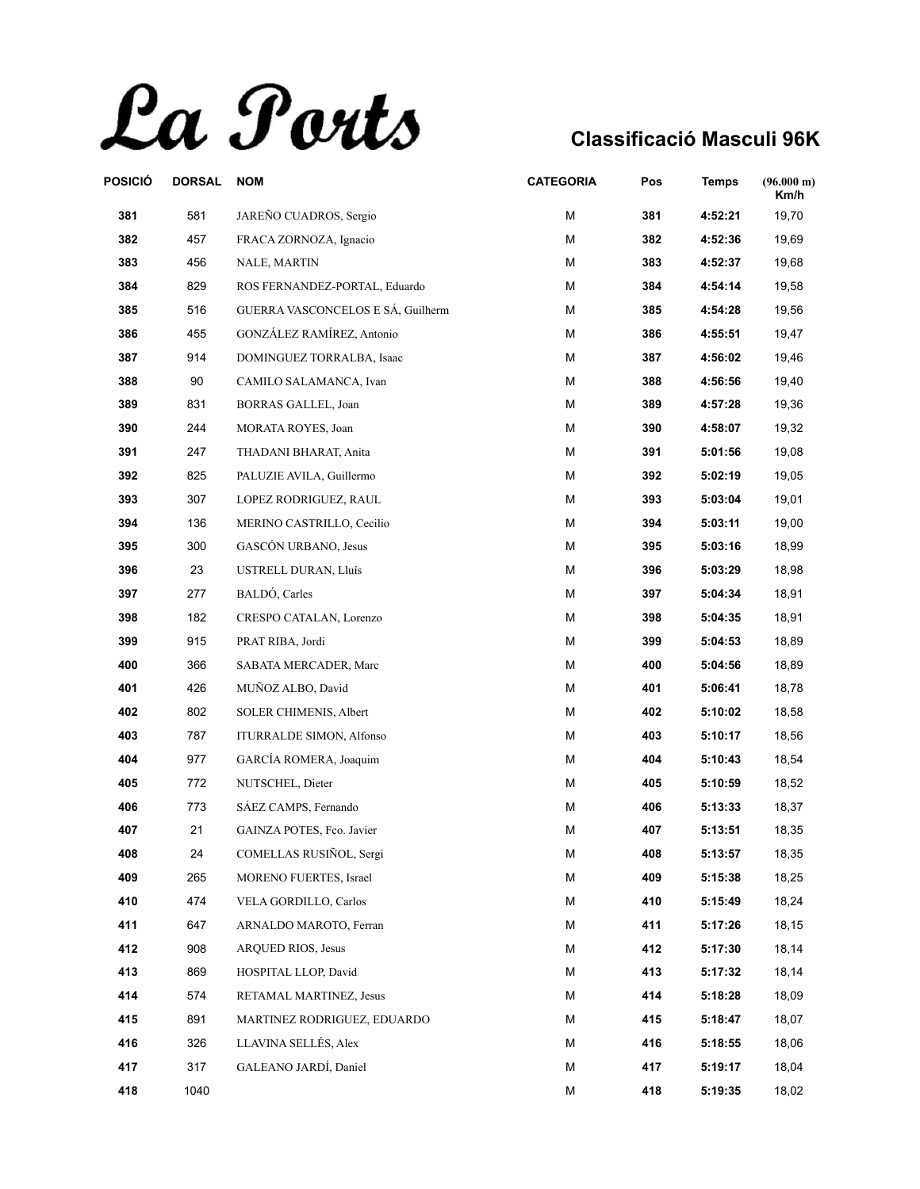# La Ports

## Classificació Masculi 96K

| POSICIÓ | DORSAL | NOM | CATEGORIA | Pos | Temps | (96.000 m) Km/h |
|---|---|---|---|---|---|---|
| 381 | 581 | JAREÑO CUADROS, Sergio | M | 381 | 4:52:21 | 19,70 |
| 382 | 457 | FRACA ZORNOZA, Ignacio | M | 382 | 4:52:36 | 19,69 |
| 383 | 456 | NALE, MARTIN | M | 383 | 4:52:37 | 19,68 |
| 384 | 829 | ROS FERNANDEZ-PORTAL, Eduardo | M | 384 | 4:54:14 | 19,58 |
| 385 | 516 | GUERRA VASCONCELOS E SÁ, Guilherm | M | 385 | 4:54:28 | 19,56 |
| 386 | 455 | GONZÁLEZ RAMÍREZ, Antonio | M | 386 | 4:55:51 | 19,47 |
| 387 | 914 | DOMINGUEZ TORRALBA, Isaac | M | 387 | 4:56:02 | 19,46 |
| 388 | 90 | CAMILO SALAMANCA, Ivan | M | 388 | 4:56:56 | 19,40 |
| 389 | 831 | BORRAS GALLEL, Joan | M | 389 | 4:57:28 | 19,36 |
| 390 | 244 | MORATA ROYES, Joan | M | 390 | 4:58:07 | 19,32 |
| 391 | 247 | THADANI BHARAT, Anita | M | 391 | 5:01:56 | 19,08 |
| 392 | 825 | PALUZIE AVILA, Guillermo | M | 392 | 5:02:19 | 19,05 |
| 393 | 307 | LOPEZ RODRIGUEZ, RAUL | M | 393 | 5:03:04 | 19,01 |
| 394 | 136 | MERINO CASTRILLO, Cecilio | M | 394 | 5:03:11 | 19,00 |
| 395 | 300 | GASCÓN URBANO, Jesus | M | 395 | 5:03:16 | 18,99 |
| 396 | 23 | USTRELL DURAN, Lluís | M | 396 | 5:03:29 | 18,98 |
| 397 | 277 | BALDÓ, Carles | M | 397 | 5:04:34 | 18,91 |
| 398 | 182 | CRESPO CATALAN, Lorenzo | M | 398 | 5:04:35 | 18,91 |
| 399 | 915 | PRAT RIBA, Jordi | M | 399 | 5:04:53 | 18,89 |
| 400 | 366 | SABATA MERCADER, Marc | M | 400 | 5:04:56 | 18,89 |
| 401 | 426 | MUÑOZ ALBO, David | M | 401 | 5:06:41 | 18,78 |
| 402 | 802 | SOLER CHIMENIS, Albert | M | 402 | 5:10:02 | 18,58 |
| 403 | 787 | ITURRALDE SIMON, Alfonso | M | 403 | 5:10:17 | 18,56 |
| 404 | 977 | GARCÍA ROMERA, Joaquim | M | 404 | 5:10:43 | 18,54 |
| 405 | 772 | NUTSCHEL, Dieter | M | 405 | 5:10:59 | 18,52 |
| 406 | 773 | SÁEZ CAMPS, Fernando | M | 406 | 5:13:33 | 18,37 |
| 407 | 21 | GAINZA POTES, Fco. Javier | M | 407 | 5:13:51 | 18,35 |
| 408 | 24 | COMELLAS RUSIÑOL, Sergi | M | 408 | 5:13:57 | 18,35 |
| 409 | 265 | MORENO FUERTES, Israel | M | 409 | 5:15:38 | 18,25 |
| 410 | 474 | VELA GORDILLO, Carlos | M | 410 | 5:15:49 | 18,24 |
| 411 | 647 | ARNALDO MAROTO, Ferran | M | 411 | 5:17:26 | 18,15 |
| 412 | 908 | ARQUED RIOS, Jesus | M | 412 | 5:17:30 | 18,14 |
| 413 | 869 | HOSPITAL LLOP, David | M | 413 | 5:17:32 | 18,14 |
| 414 | 574 | RETAMAL MARTINEZ, Jesus | M | 414 | 5:18:28 | 18,09 |
| 415 | 891 | MARTINEZ RODRIGUEZ, EDUARDO | M | 415 | 5:18:47 | 18,07 |
| 416 | 326 | LLAVINA SELLÉS, Alex | M | 416 | 5:18:55 | 18,06 |
| 417 | 317 | GALEANO JARDÍ, Daniel | M | 417 | 5:19:17 | 18,04 |
| 418 | 1040 | | M | 418 | 5:19:35 | 18,02 |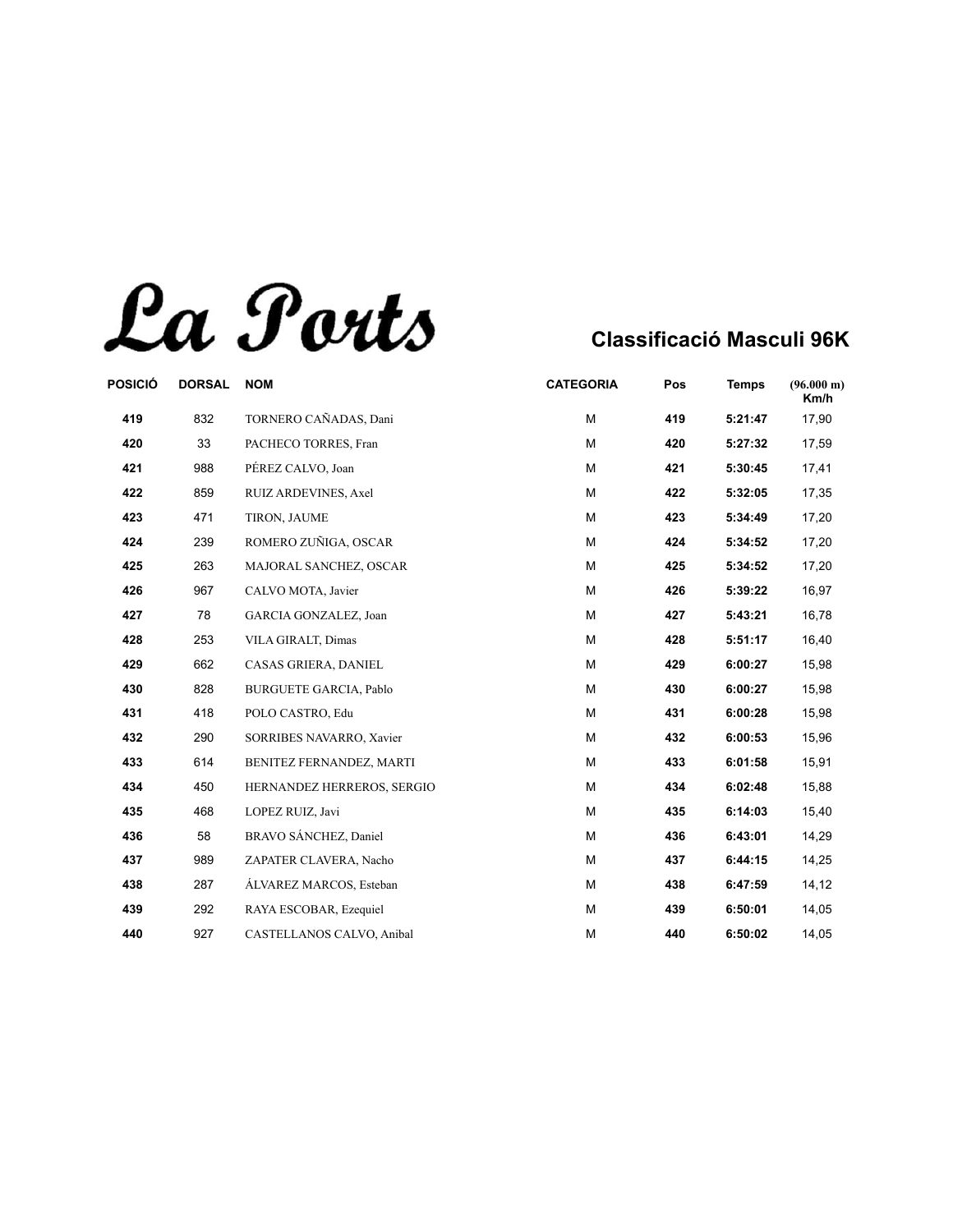# La Ports

## Classificació Masculi 96K

| POSICIÓ | DORSAL | NOM | CATEGORIA | Pos | Temps | (96.000 m) Km/h |
|---|---|---|---|---|---|---|
| **419** | 832 | TORNERO CAÑADAS, Dani | M | **419** | **5:21:47** | 17,90 |
| **420** | 33 | PACHECO TORRES, Fran | M | **420** | **5:27:32** | 17,59 |
| **421** | 988 | PÉREZ CALVO, Joan | M | **421** | **5:30:45** | 17,41 |
| **422** | 859 | RUIZ ARDEVINES, Axel | M | **422** | **5:32:05** | 17,35 |
| **423** | 471 | TIRON, JAUME | M | **423** | **5:34:49** | 17,20 |
| **424** | 239 | ROMERO ZUÑIGA, OSCAR | M | **424** | **5:34:52** | 17,20 |
| **425** | 263 | MAJORAL SANCHEZ, OSCAR | M | **425** | **5:34:52** | 17,20 |
| **426** | 967 | CALVO MOTA, Javier | M | **426** | **5:39:22** | 16,97 |
| **427** | 78 | GARCIA GONZALEZ, Joan | M | **427** | **5:43:21** | 16,78 |
| **428** | 253 | VILA GIRALT, Dimas | M | **428** | **5:51:17** | 16,40 |
| **429** | 662 | CASAS GRIERA, DANIEL | M | **429** | **6:00:27** | 15,98 |
| **430** | 828 | BURGUETE GARCIA, Pablo | M | **430** | **6:00:27** | 15,98 |
| **431** | 418 | POLO CASTRO, Edu | M | **431** | **6:00:28** | 15,98 |
| **432** | 290 | SORRIBES NAVARRO, Xavier | M | **432** | **6:00:53** | 15,96 |
| **433** | 614 | BENITEZ FERNANDEZ, MARTI | M | **433** | **6:01:58** | 15,91 |
| **434** | 450 | HERNANDEZ HERREROS, SERGIO | M | **434** | **6:02:48** | 15,88 |
| **435** | 468 | LOPEZ RUIZ, Javi | M | **435** | **6:14:03** | 15,40 |
| **436** | 58 | BRAVO SÁNCHEZ, Daniel | M | **436** | **6:43:01** | 14,29 |
| **437** | 989 | ZAPATER CLAVERA, Nacho | M | **437** | **6:44:15** | 14,25 |
| **438** | 287 | ÁLVAREZ MARCOS, Esteban | M | **438** | **6:47:59** | 14,12 |
| **439** | 292 | RAYA ESCOBAR, Ezequiel | M | **439** | **6:50:01** | 14,05 |
| **440** | 927 | CASTELLANOS CALVO, Anibal | M | **440** | **6:50:02** | 14,05 |